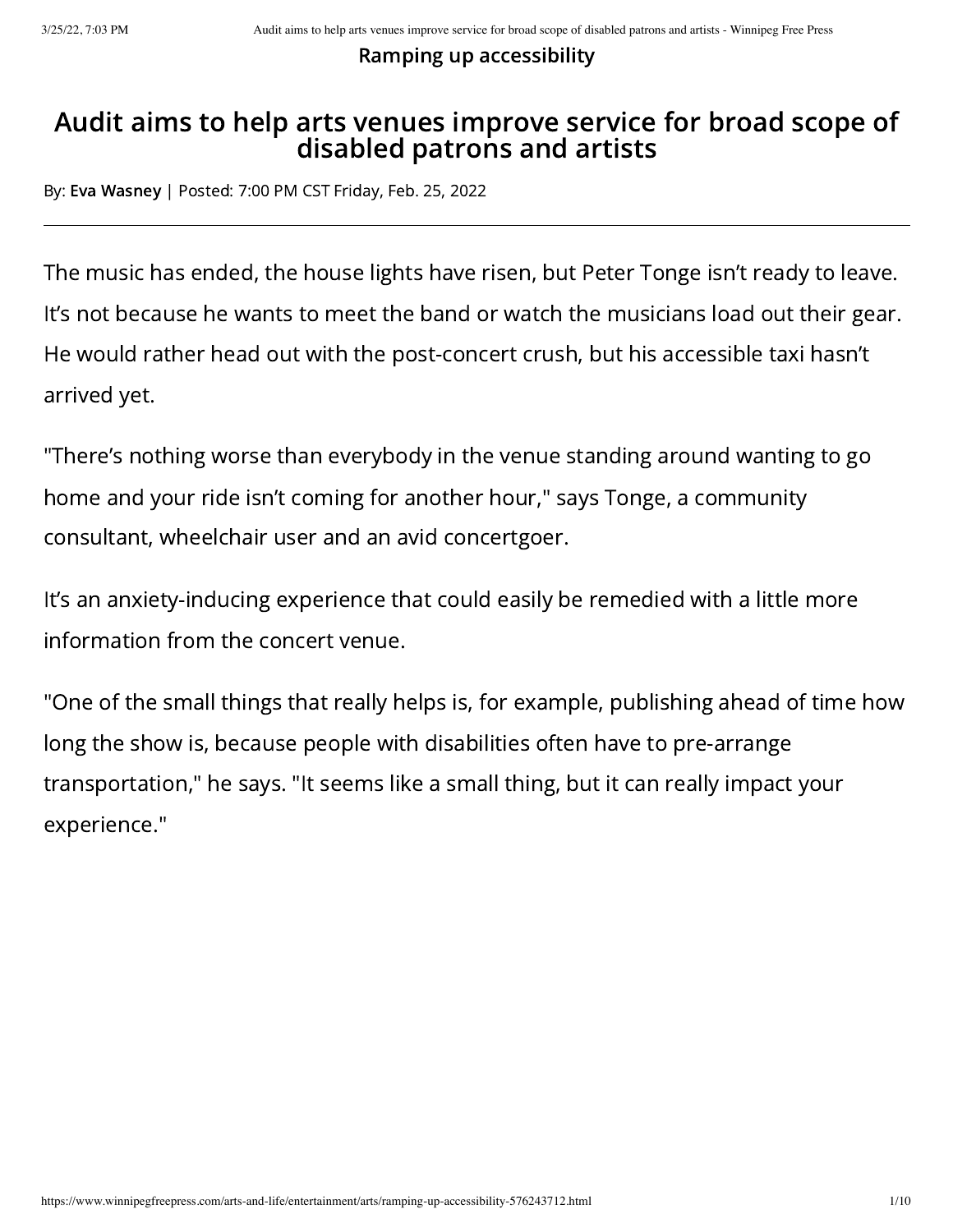Ramping up accessibility

# Audit aims to help arts venues improve service for broad scope of disabled patrons and artists

By: **Eva Wasney** | Posted: 7:00 PM CST Friday, Feb. 25, 2022

---

The music has ended, the house lights have risen, but Peter Tonge isn't ready to leave. It's not because he wants to meet the band or watch the musicians load out their gear. He would rather head out with the post-concert crush, but his accessible taxi hasn't arrived yet.

"There's nothing worse than everybody in the venue standing around wanting to go home and your ride isn't coming for another hour," says Tonge, a community consultant, wheelchair user and an avid concertgoer.

It's an anxiety-inducing experience that could easily be remedied with a little more information from the concert venue.

"One of the small things that really helps is, for example, publishing ahead of time how long the show is, because people with disabilities often have to pre-arrange transportation," he says. "It seems like a small thing, but it can really impact your experience."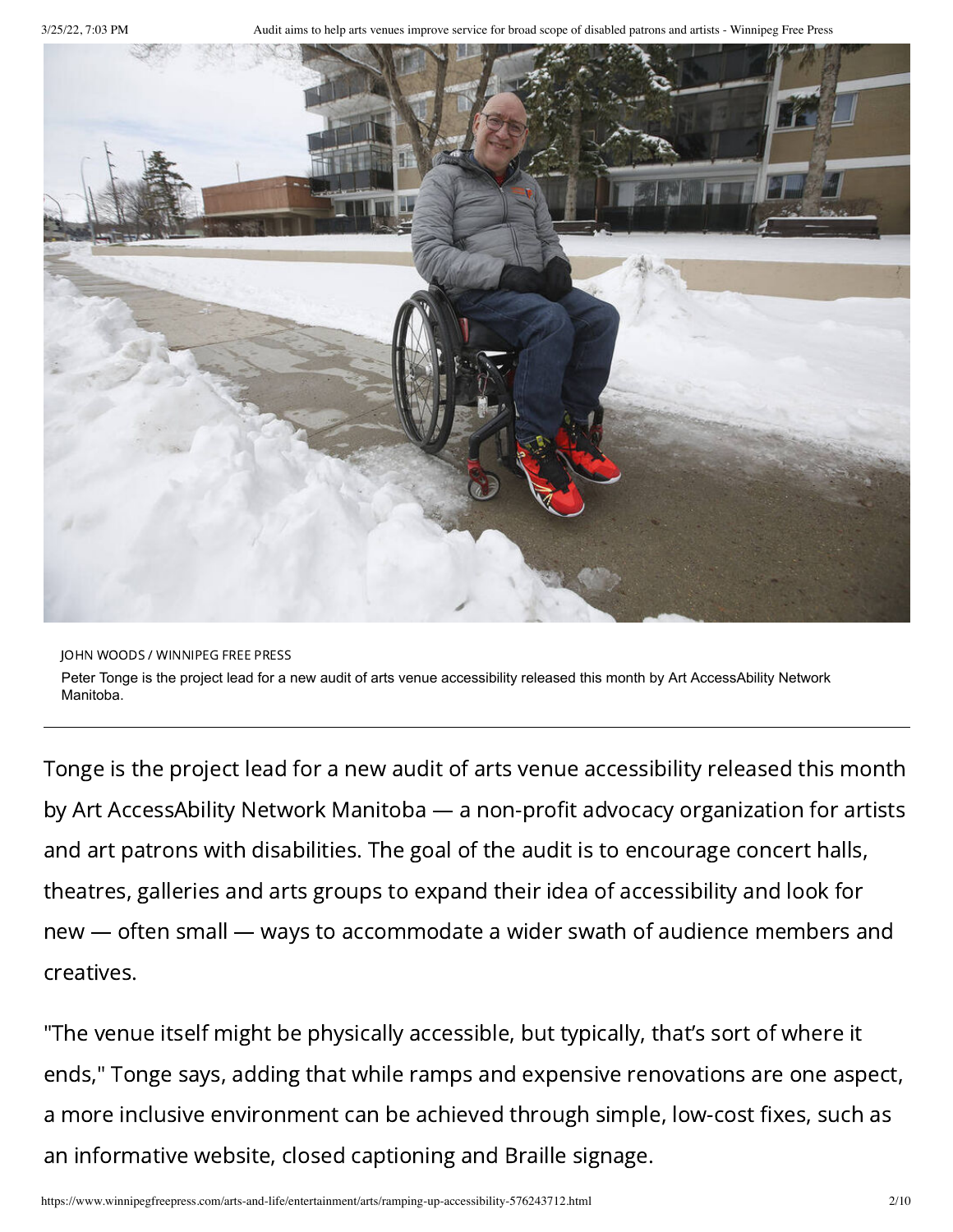JOHN WOODS / WINNIPEG FREE PRESS

Peter Tonge is the project lead for a new audit of arts venue accessibility released this month by Art AccessAbility Network Manitoba.

---

Tonge is the project lead for a new audit of arts venue accessibility released this month by Art AccessAbility Network Manitoba — a non-profit advocacy organization for artists and art patrons with disabilities. The goal of the audit is to encourage concert halls, theatres, galleries and arts groups to expand their idea of accessibility and look for new — often small — ways to accommodate a wider swath of audience members and creatives.

"The venue itself might be physically accessible, but typically, that's sort of where it ends," Tonge says, adding that while ramps and expensive renovations are one aspect, a more inclusive environment can be achieved through simple, low-cost fixes, such as an informative website, closed captioning and Braille signage.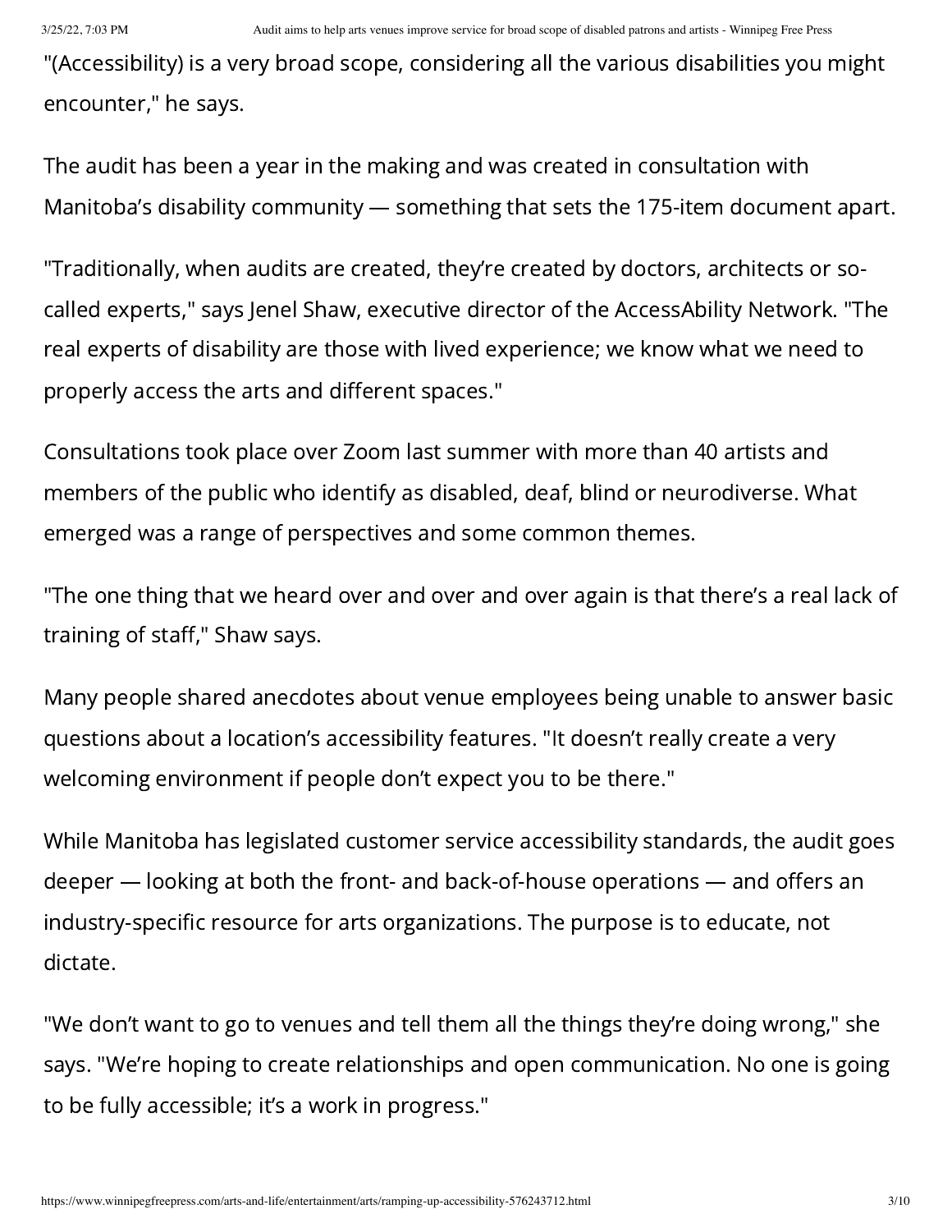"(Accessibility) is a very broad scope, considering all the various disabilities you might encounter," he says.

The audit has been a year in the making and was created in consultation with Manitoba's disability community — something that sets the 175-item document apart.

"Traditionally, when audits are created, they're created by doctors, architects or so-called experts," says Jenel Shaw, executive director of the AccessAbility Network. "The real experts of disability are those with lived experience; we know what we need to properly access the arts and different spaces."

Consultations took place over Zoom last summer with more than 40 artists and members of the public who identify as disabled, deaf, blind or neurodiverse. What emerged was a range of perspectives and some common themes.

"The one thing that we heard over and over and over again is that there's a real lack of training of staff," Shaw says.

Many people shared anecdotes about venue employees being unable to answer basic questions about a location's accessibility features. "It doesn't really create a very welcoming environment if people don't expect you to be there."

While Manitoba has legislated customer service accessibility standards, the audit goes deeper — looking at both the front- and back-of-house operations — and offers an industry-specific resource for arts organizations. The purpose is to educate, not dictate.

"We don't want to go to venues and tell them all the things they're doing wrong," she says. "We're hoping to create relationships and open communication. No one is going to be fully accessible; it's a work in progress."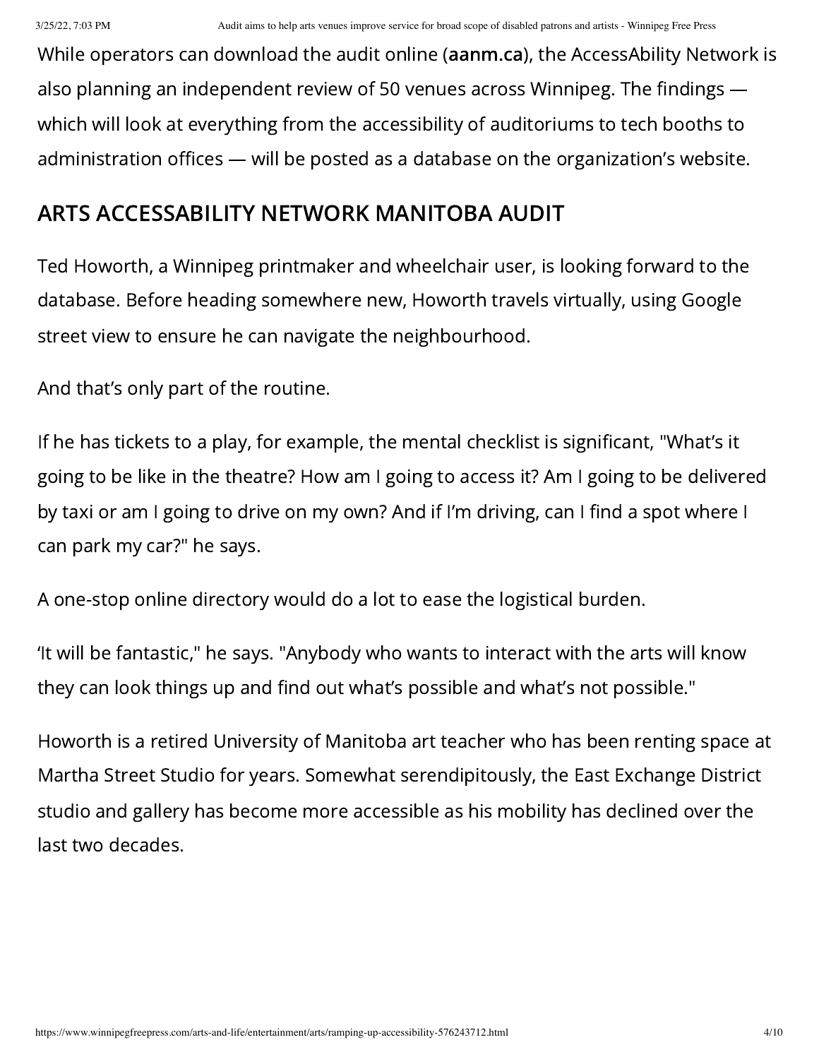While operators can download the audit online (**aanm.ca**), the AccessAbility Network is also planning an independent review of 50 venues across Winnipeg. The findings — which will look at everything from the accessibility of auditoriums to tech booths to administration offices — will be posted as a database on the organization's website.

## ARTS ACCESSABILITY NETWORK MANITOBA AUDIT

Ted Howorth, a Winnipeg printmaker and wheelchair user, is looking forward to the database. Before heading somewhere new, Howorth travels virtually, using Google street view to ensure he can navigate the neighbourhood.

And that's only part of the routine.

If he has tickets to a play, for example, the mental checklist is significant, "What's it going to be like in the theatre? How am I going to access it? Am I going to be delivered by taxi or am I going to drive on my own? And if I'm driving, can I find a spot where I can park my car?" he says.

A one-stop online directory would do a lot to ease the logistical burden.

'It will be fantastic," he says. "Anybody who wants to interact with the arts will know they can look things up and find out what's possible and what's not possible."

Howorth is a retired University of Manitoba art teacher who has been renting space at Martha Street Studio for years. Somewhat serendipitously, the East Exchange District studio and gallery has become more accessible as his mobility has declined over the last two decades.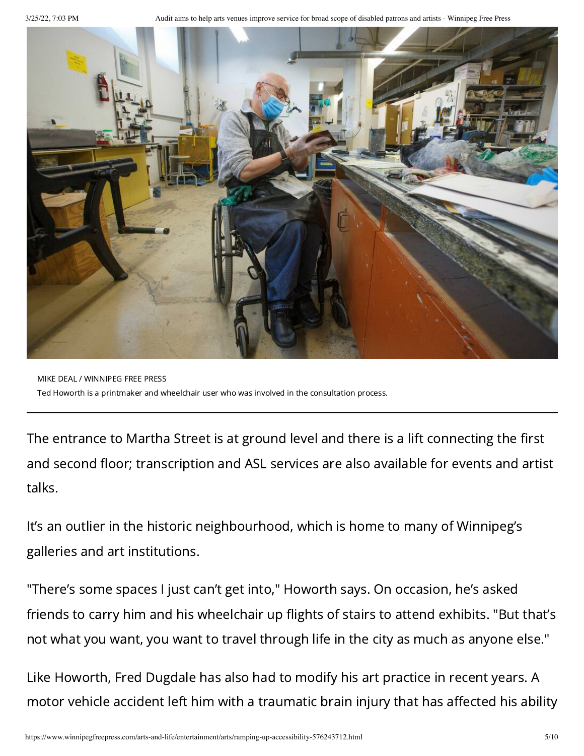MIKE DEAL / WINNIPEG FREE PRESS
Ted Howorth is a printmaker and wheelchair user who was involved in the consultation process.

The entrance to Martha Street is at ground level and there is a lift connecting the first and second floor; transcription and ASL services are also available for events and artist talks.

It's an outlier in the historic neighbourhood, which is home to many of Winnipeg's galleries and art institutions.

"There's some spaces I just can't get into," Howorth says. On occasion, he's asked friends to carry him and his wheelchair up flights of stairs to attend exhibits. "But that's not what you want, you want to travel through life in the city as much as anyone else."

Like Howorth, Fred Dugdale has also had to modify his art practice in recent years. A motor vehicle accident left him with a traumatic brain injury that has affected his ability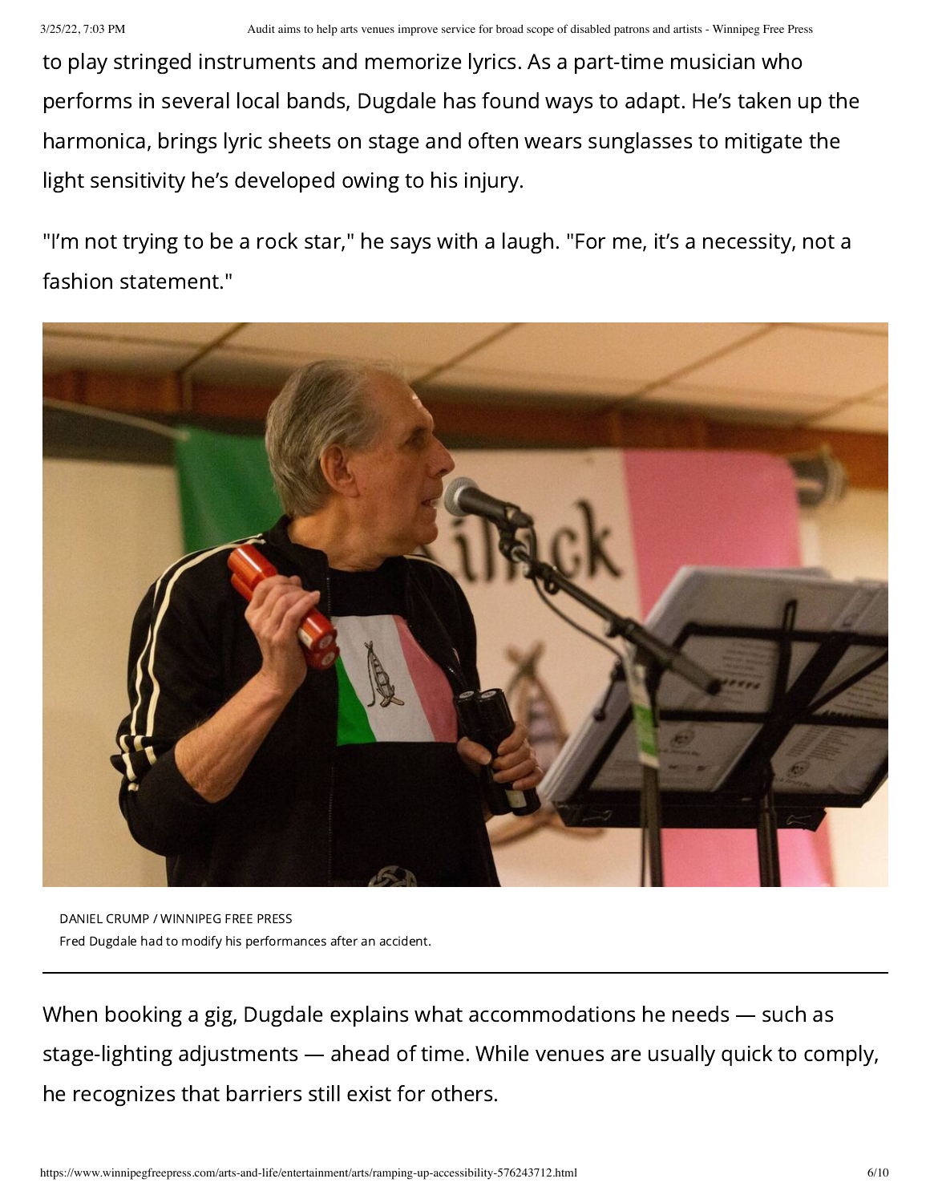to play stringed instruments and memorize lyrics. As a part-time musician who performs in several local bands, Dugdale has found ways to adapt. He's taken up the harmonica, brings lyric sheets on stage and often wears sunglasses to mitigate the light sensitivity he's developed owing to his injury.

"I'm not trying to be a rock star," he says with a laugh. "For me, it's a necessity, not a fashion statement."

DANIEL CRUMP / WINNIPEG FREE PRESS
Fred Dugdale had to modify his performances after an accident.

When booking a gig, Dugdale explains what accommodations he needs — such as stage-lighting adjustments — ahead of time. While venues are usually quick to comply, he recognizes that barriers still exist for others.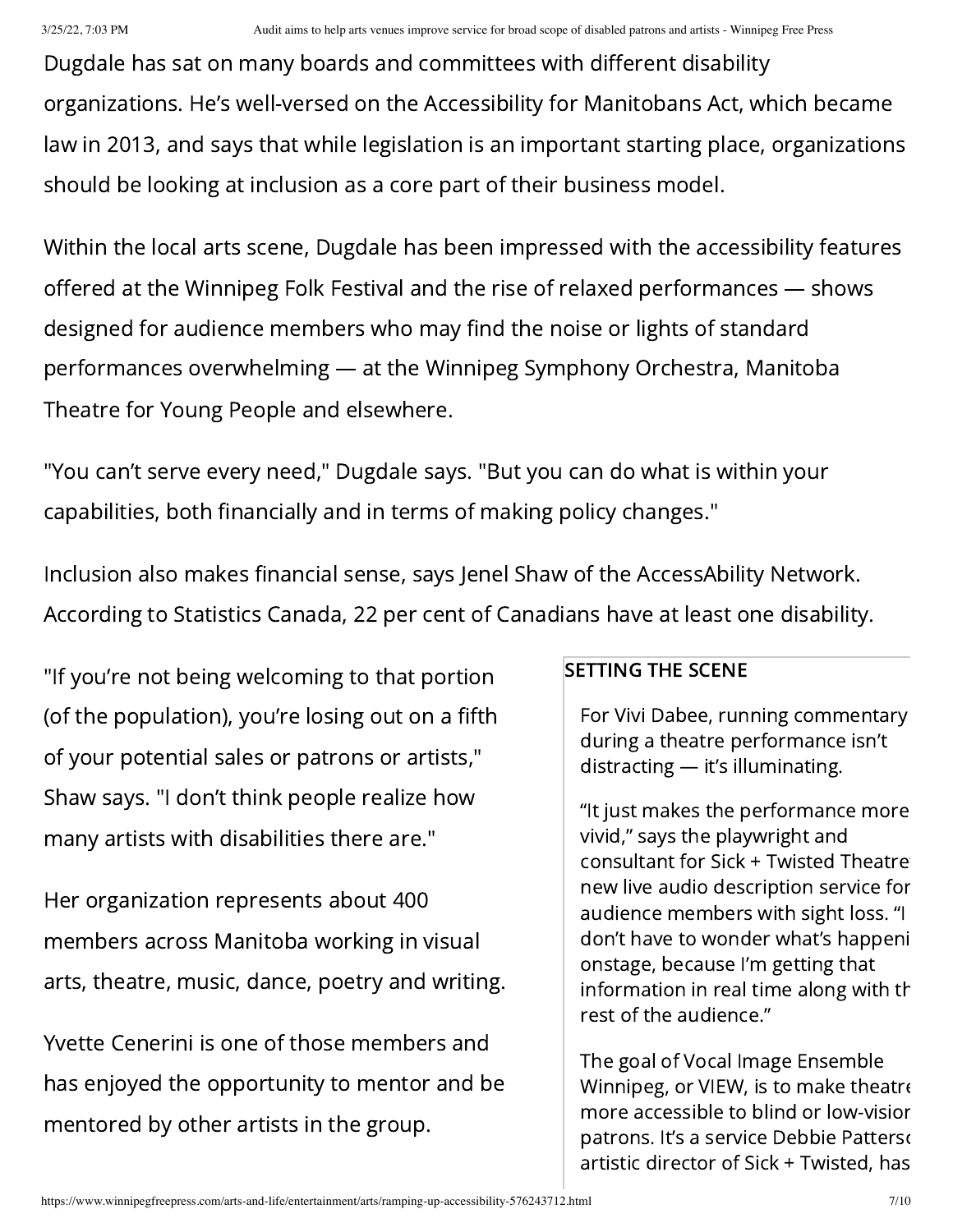Dugdale has sat on many boards and committees with different disability organizations. He's well-versed on the Accessibility for Manitobans Act, which became law in 2013, and says that while legislation is an important starting place, organizations should be looking at inclusion as a core part of their business model.

Within the local arts scene, Dugdale has been impressed with the accessibility features offered at the Winnipeg Folk Festival and the rise of relaxed performances — shows designed for audience members who may find the noise or lights of standard performances overwhelming — at the Winnipeg Symphony Orchestra, Manitoba Theatre for Young People and elsewhere.

"You can't serve every need," Dugdale says. "But you can do what is within your capabilities, both financially and in terms of making policy changes."

Inclusion also makes financial sense, says Jenel Shaw of the AccessAbility Network. According to Statistics Canada, 22 per cent of Canadians have at least one disability.

"If you're not being welcoming to that portion (of the population), you're losing out on a fifth of your potential sales or patrons or artists," Shaw says. "I don't think people realize how many artists with disabilities there are."

Her organization represents about 400 members across Manitoba working in visual arts, theatre, music, dance, poetry and writing.

Yvette Cenerini is one of those members and has enjoyed the opportunity to mentor and be mentored by other artists in the group.

**SETTING THE SCENE**

For Vivi Dabee, running commentary during a theatre performance isn't distracting — it's illuminating.

"It just makes the performance more vivid," says the playwright and consultant for Sick + Twisted Theatre' new live audio description service for audience members with sight loss. "I don't have to wonder what's happeni onstage, because I'm getting that information in real time along with th rest of the audience."

The goal of Vocal Image Ensemble Winnipeg, or VIEW, is to make theatre more accessible to blind or low-vision patrons. It's a service Debbie Patterso artistic director of Sick + Twisted, has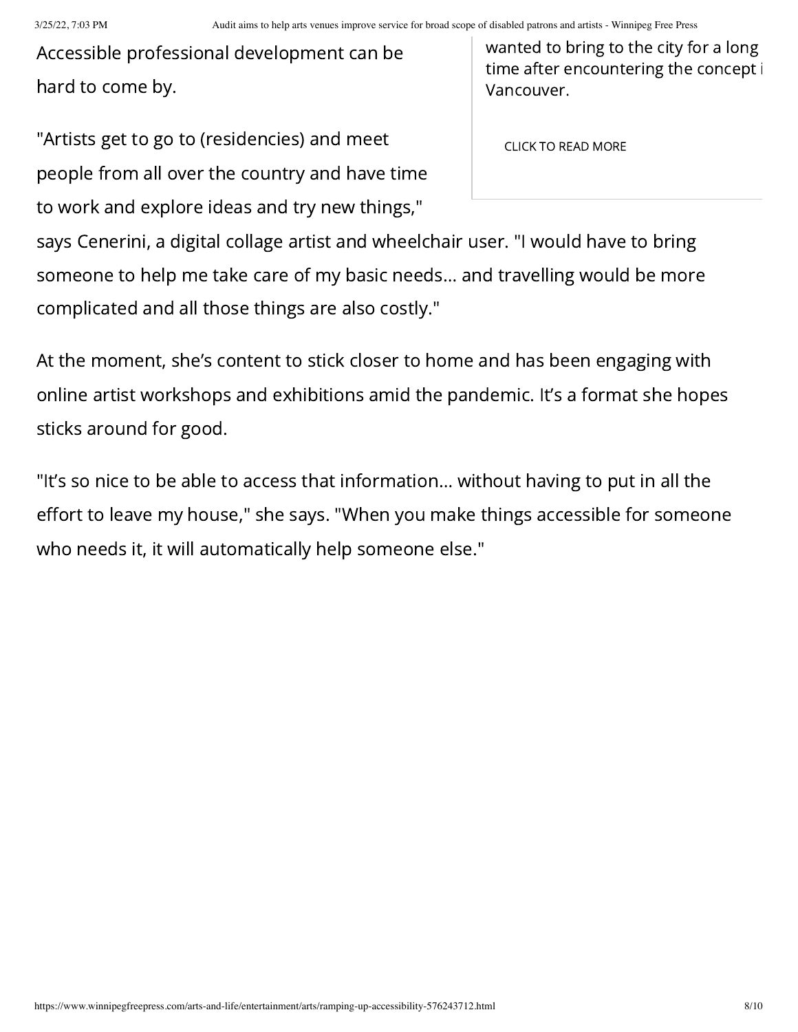Accessible professional development can be hard to come by.

"Artists get to go to (residencies) and meet people from all over the country and have time to work and explore ideas and try new things," says Cenerini, a digital collage artist and wheelchair user. "I would have to bring someone to help me take care of my basic needs... and travelling would be more complicated and all those things are also costly."

wanted to bring to the city for a long time after encountering the concept i Vancouver.

CLICK TO READ MORE

At the moment, she's content to stick closer to home and has been engaging with online artist workshops and exhibitions amid the pandemic. It's a format she hopes sticks around for good.

"It's so nice to be able to access that information... without having to put in all the effort to leave my house," she says. "When you make things accessible for someone who needs it, it will automatically help someone else."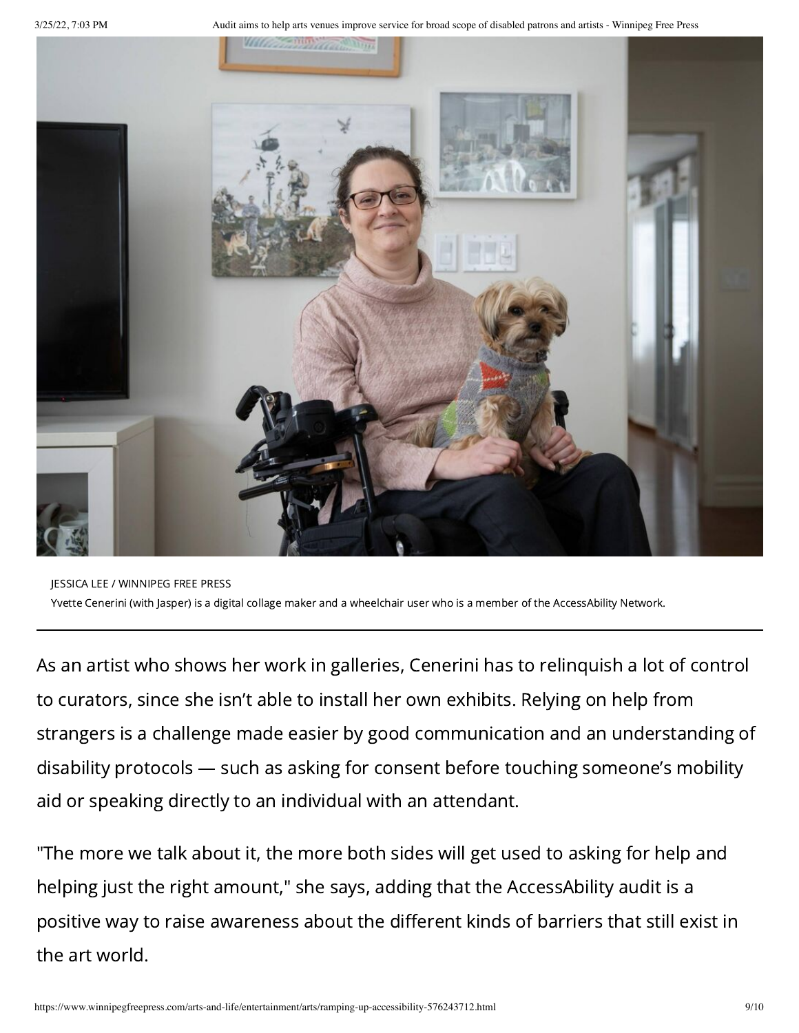JESSICA LEE / WINNIPEG FREE PRESS
Yvette Cenerini (with Jasper) is a digital collage maker and a wheelchair user who is a member of the AccessAbility Network.

---

As an artist who shows her work in galleries, Cenerini has to relinquish a lot of control to curators, since she isn't able to install her own exhibits. Relying on help from strangers is a challenge made easier by good communication and an understanding of disability protocols — such as asking for consent before touching someone's mobility aid or speaking directly to an individual with an attendant.

"The more we talk about it, the more both sides will get used to asking for help and helping just the right amount," she says, adding that the AccessAbility audit is a positive way to raise awareness about the different kinds of barriers that still exist in the art world.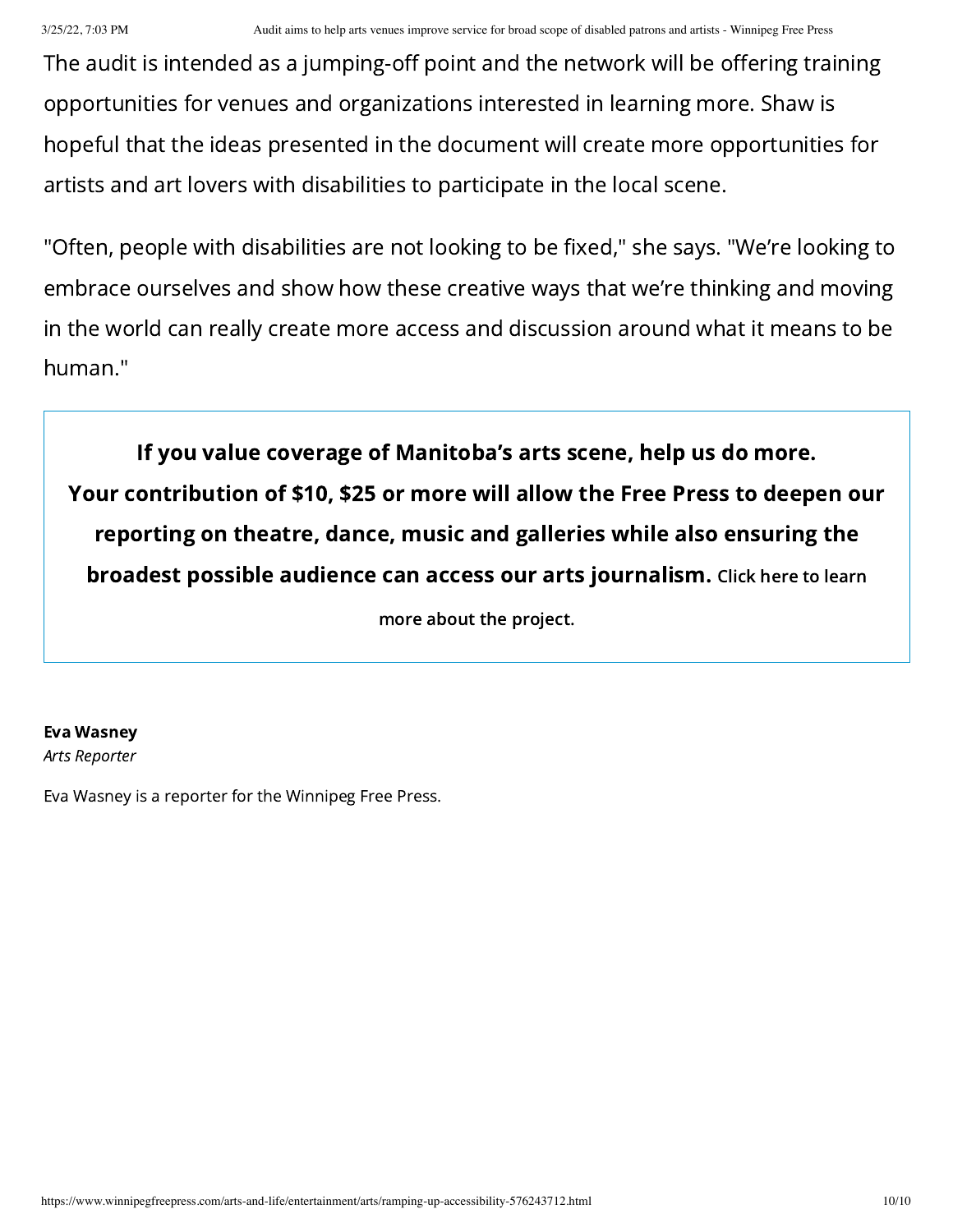The audit is intended as a jumping-off point and the network will be offering training opportunities for venues and organizations interested in learning more. Shaw is hopeful that the ideas presented in the document will create more opportunities for artists and art lovers with disabilities to participate in the local scene.

"Often, people with disabilities are not looking to be fixed," she says. "We're looking to embrace ourselves and show how these creative ways that we're thinking and moving in the world can really create more access and discussion around what it means to be human."

**If you value coverage of Manitoba's arts scene, help us do more. Your contribution of $10, $25 or more will allow the Free Press to deepen our reporting on theatre, dance, music and galleries while also ensuring the broadest possible audience can access our arts journalism.** **Click here to learn more about the project.**

**Eva Wasney**
*Arts Reporter*

Eva Wasney is a reporter for the Winnipeg Free Press.